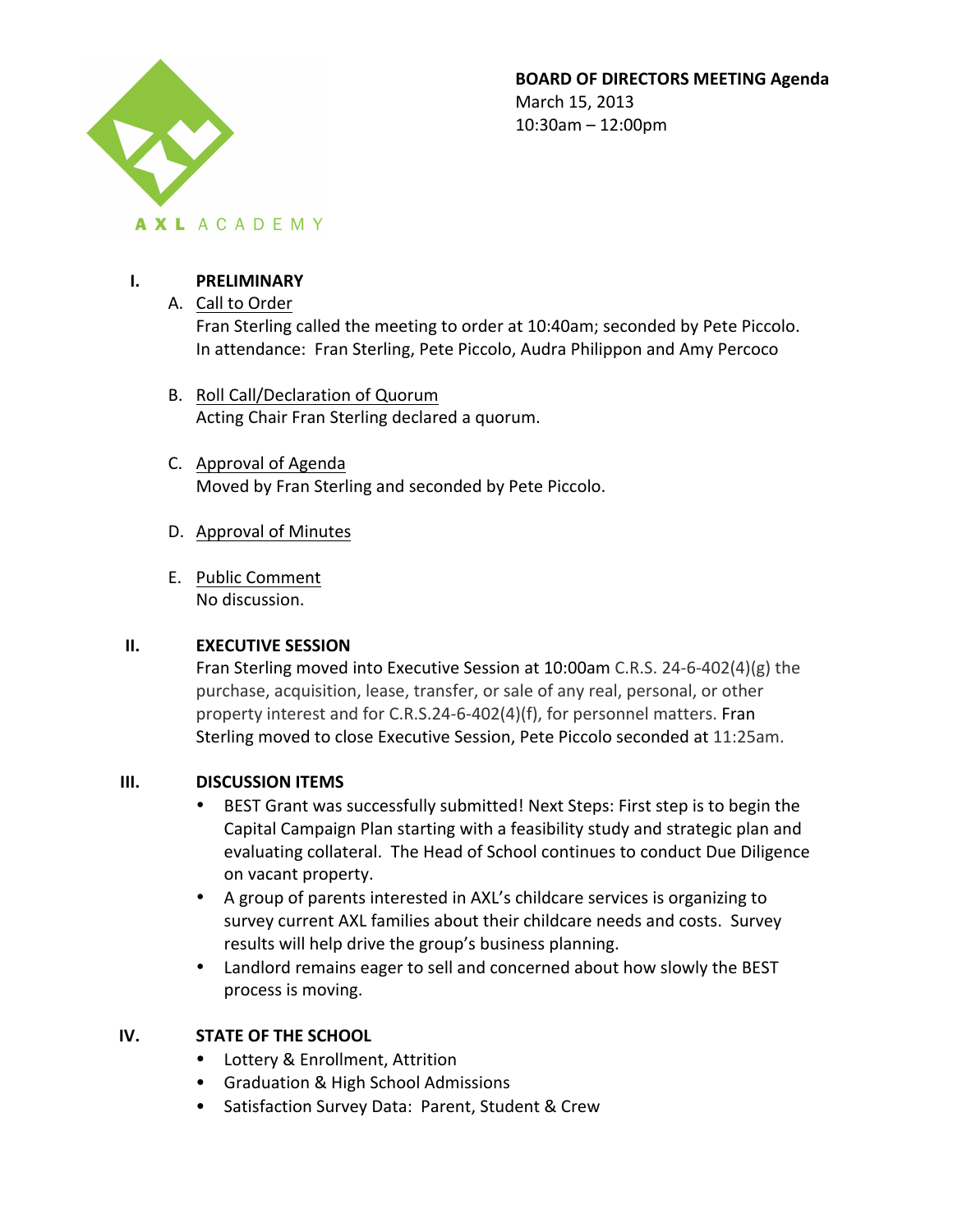AXL ACADEMY

**BOARD OF DIRECTORS MEETING Agenda**
March 15, 2013
10:30am – 12:00pm

## I. PRELIMINARY

A. <u>Call to Order</u>
Fran Sterling called the meeting to order at 10:40am; seconded by Pete Piccolo. In attendance: Fran Sterling, Pete Piccolo, Audra Philippon and Amy Percoco

B. <u>Roll Call/Declaration of Quorum</u>
Acting Chair Fran Sterling declared a quorum.

C. <u>Approval of Agenda</u>
Moved by Fran Sterling and seconded by Pete Piccolo.

D. <u>Approval of Minutes</u>

E. <u>Public Comment</u>
No discussion.

## II. EXECUTIVE SESSION

Fran Sterling moved into Executive Session at 10:00am C.R.S. 24-6-402(4)(g) the purchase, acquisition, lease, transfer, or sale of any real, personal, or other property interest and for C.R.S.24-6-402(4)(f), for personnel matters. Fran Sterling moved to close Executive Session, Pete Piccolo seconded at 11:25am.

## III. DISCUSSION ITEMS

- BEST Grant was successfully submitted! Next Steps: First step is to begin the Capital Campaign Plan starting with a feasibility study and strategic plan and evaluating collateral. The Head of School continues to conduct Due Diligence on vacant property.
- A group of parents interested in AXL's childcare services is organizing to survey current AXL families about their childcare needs and costs. Survey results will help drive the group's business planning.
- Landlord remains eager to sell and concerned about how slowly the BEST process is moving.

## IV. STATE OF THE SCHOOL

- Lottery & Enrollment, Attrition
- Graduation & High School Admissions
- Satisfaction Survey Data: Parent, Student & Crew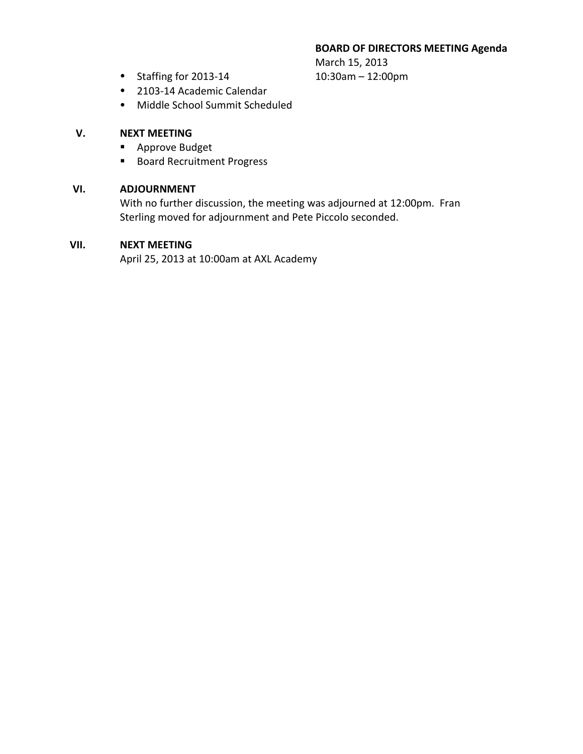**BOARD OF DIRECTORS MEETING Agenda**
March 15, 2013
10:30am – 12:00pm

- Staffing for 2013-14
- 2103-14 Academic Calendar
- Middle School Summit Scheduled

**V. NEXT MEETING**

- Approve Budget
- Board Recruitment Progress

**VI. ADJOURNMENT**

With no further discussion, the meeting was adjourned at 12:00pm. Fran Sterling moved for adjournment and Pete Piccolo seconded.

**VII. NEXT MEETING**

April 25, 2013 at 10:00am at AXL Academy